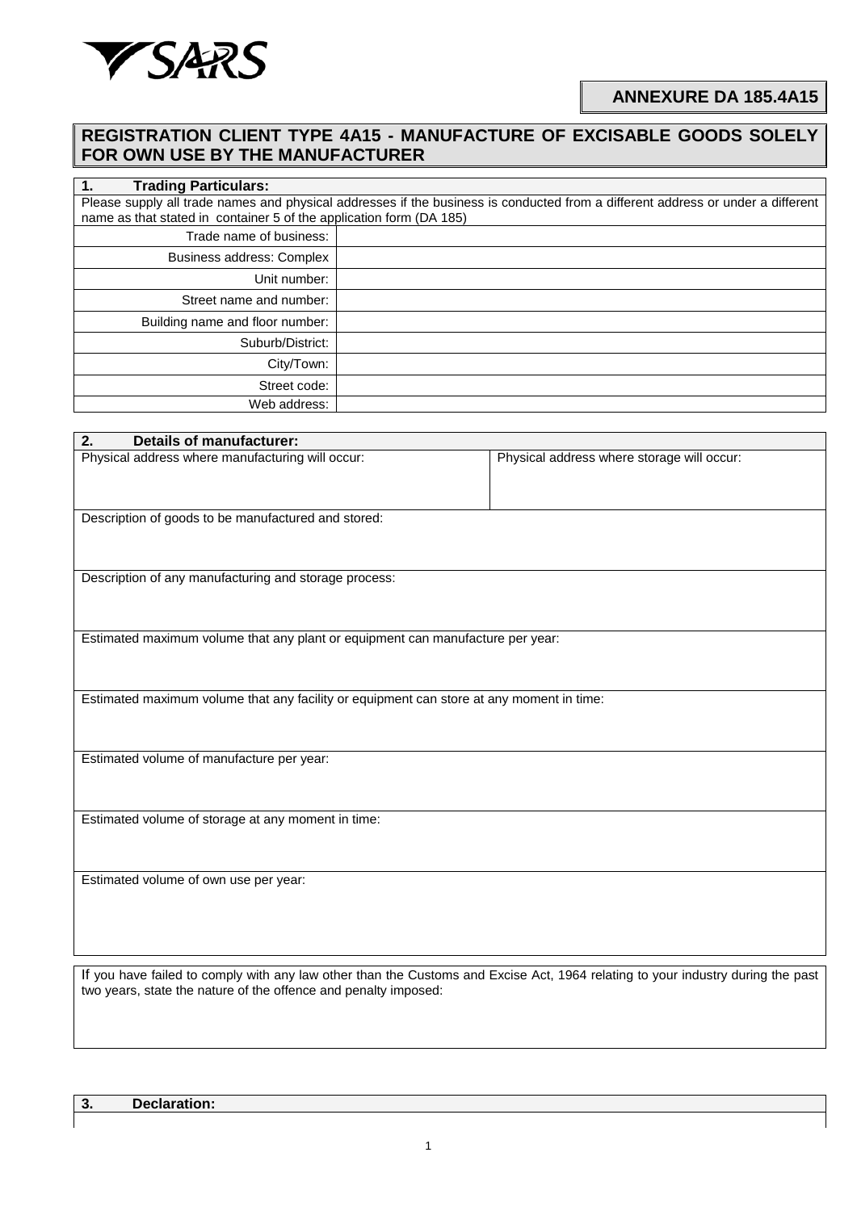SARS

**ANNEXURE DA 185.4A15**

## REGISTRATION CLIENT TYPE 4A15 - MANUFACTURE OF EXCISABLE GOODS SOLELY FOR OWN USE BY THE MANUFACTURER

### 1. Trading Particulars:

Please supply all trade names and physical addresses if the business is conducted from a different address or under a different name as that stated in container 5 of the application form (DA 185)

| | |
|---|---|
| Trade name of business: | |
| Business address: Complex | |
| Unit number: | |
| Street name and number: | |
| Building name and floor number: | |
| Suburb/District: | |
| City/Town: | |
| Street code: | |
| Web address: | |

### 2. Details of manufacturer:

| Physical address where manufacturing will occur: | Physical address where storage will occur: |
|---|---|
| | |

Description of goods to be manufactured and stored:

Description of any manufacturing and storage process:

Estimated maximum volume that any plant or equipment can manufacture per year:

Estimated maximum volume that any facility or equipment can store at any moment in time:

Estimated volume of manufacture per year:

Estimated volume of storage at any moment in time:

Estimated volume of own use per year:

If you have failed to comply with any law other than the Customs and Excise Act, 1964 relating to your industry during the past two years, state the nature of the offence and penalty imposed:

### 3. Declaration: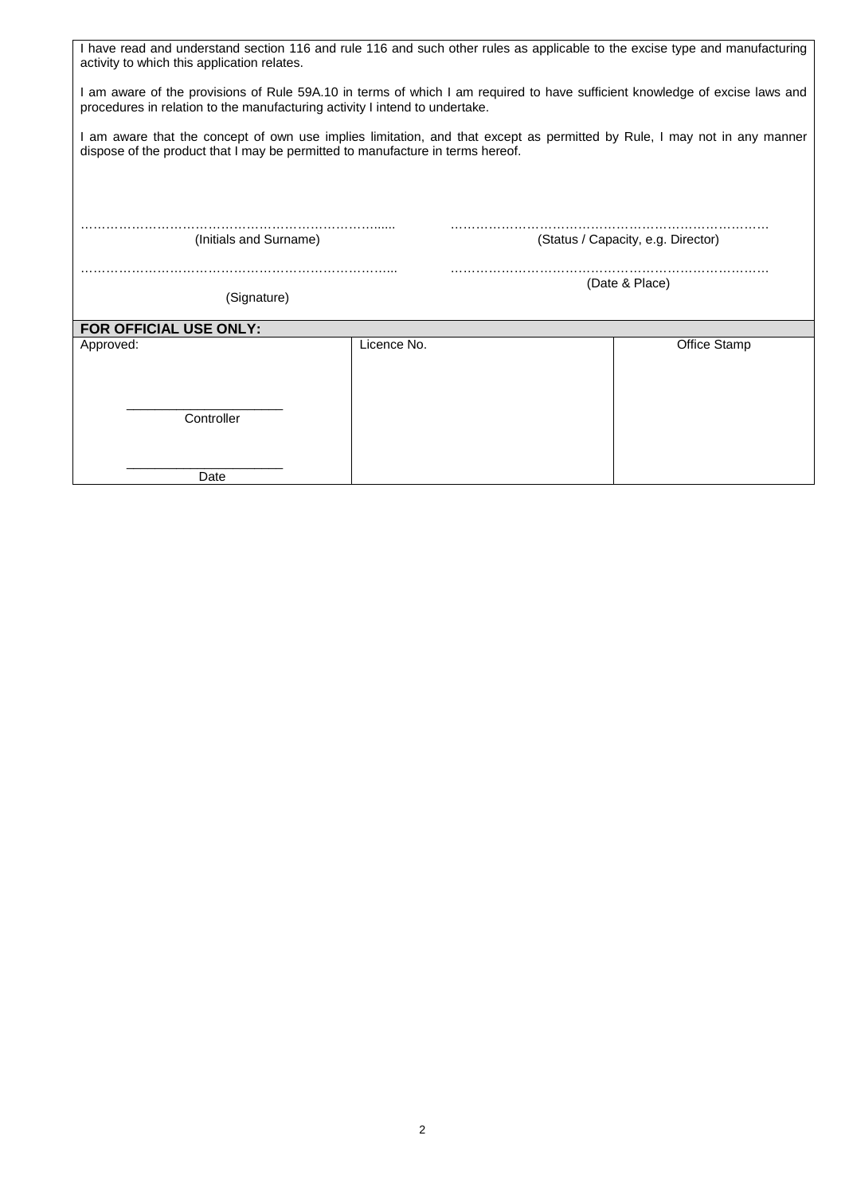I have read and understand section 116 and rule 116 and such other rules as applicable to the excise type and manufacturing activity to which this application relates.

I am aware of the provisions of Rule 59A.10 in terms of which I am required to have sufficient knowledge of excise laws and procedures in relation to the manufacturing activity I intend to undertake.

I am aware that the concept of own use implies limitation, and that except as permitted by Rule, I may not in any manner dispose of the product that I may be permitted to manufacture in terms hereof.

……………………………………………………………...... (Initials and Surname)

……………………………………………………………… (Status / Capacity, e.g. Director)

……………………………………………………………... (Signature)

……………………………………………………………… (Date & Place)

**FOR OFFICIAL USE ONLY:**

| Approved: | Licence No. | Office Stamp |
|---|---|---|
| ______________________ Controller<br><br>______________________ Date | | |